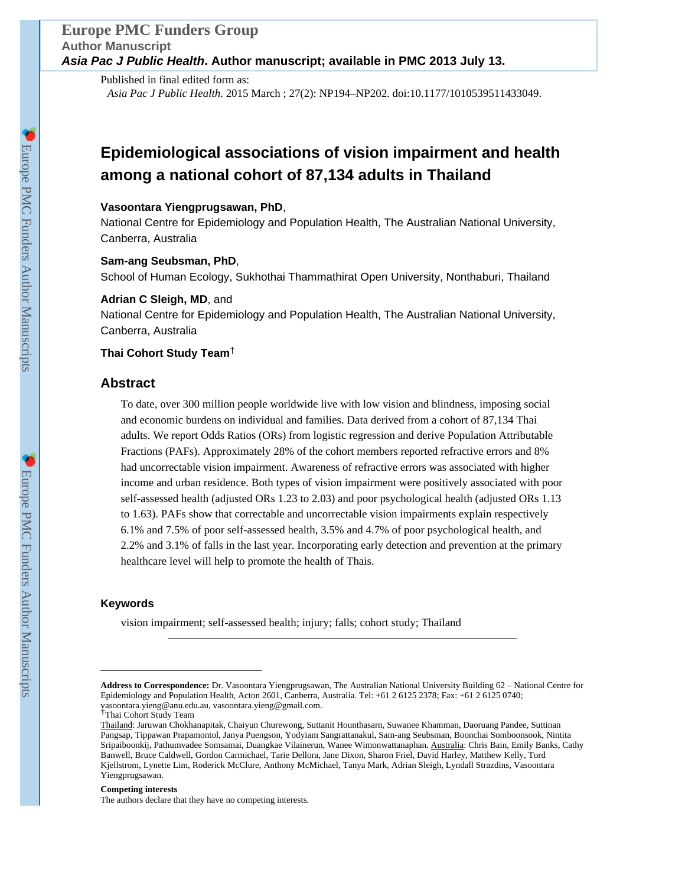Published in final edited form as:

*Asia Pac J Public Health*. 2015 March ; 27(2): NP194–NP202. doi:10.1177/1010539511433049.

# Epidemiological associations of vision impairment and health among a national cohort of 87,134 adults in Thailand

**Vasoontara Yiengprugsawan, PhD**,

National Centre for Epidemiology and Population Health, The Australian National University, Canberra, Australia

**Sam-ang Seubsman, PhD**,

School of Human Ecology, Sukhothai Thammathirat Open University, Nonthaburi, Thailand

**Adrian C Sleigh, MD**, and

National Centre for Epidemiology and Population Health, The Australian National University, Canberra, Australia

**Thai Cohort Study Team**[†]

## Abstract

To date, over 300 million people worldwide live with low vision and blindness, imposing social and economic burdens on individual and families. Data derived from a cohort of 87,134 Thai adults. We report Odds Ratios (ORs) from logistic regression and derive Population Attributable Fractions (PAFs). Approximately 28% of the cohort members reported refractive errors and 8% had uncorrectable vision impairment. Awareness of refractive errors was associated with higher income and urban residence. Both types of vision impairment were positively associated with poor self-assessed health (adjusted ORs 1.23 to 2.03) and poor psychological health (adjusted ORs 1.13 to 1.63). PAFs show that correctable and uncorrectable vision impairments explain respectively 6.1% and 7.5% of poor self-assessed health, 3.5% and 4.7% of poor psychological health, and 2.2% and 3.1% of falls in the last year. Incorporating early detection and prevention at the primary healthcare level will help to promote the health of Thais.

### Keywords

vision impairment; self-assessed health; injury; falls; cohort study; Thailand

---

**Address to Correspondence:** Dr. Vasoontara Yiengprugsawan, The Australian National University Building 62 – National Centre for Epidemiology and Population Health, Acton 2601, Canberra, Australia. Tel: +61 2 6125 2378; Fax: +61 2 6125 0740; vasoontara.yieng@anu.edu.au, vasoontara.yieng@gmail.com.

[†]Thai Cohort Study Team

Thailand: Jaruwan Chokhanapitak, Chaiyun Churewong, Suttanit Hounthasarn, Suwanee Khamman, Daoruang Pandee, Suttinan Pangsap, Tippawan Prapamontol, Janya Puengson, Yodyiam Sangrattanakul, Sam-ang Seubsman, Boonchai Somboonsook, Nintita Sripaiboonkij, Pathumvadee Somsamai, Duangkae Vilainerun, Wanee Wimonwattanaphan. Australia: Chris Bain, Emily Banks, Cathy Banwell, Bruce Caldwell, Gordon Carmichael, Tarie Dellora, Jane Dixon, Sharon Friel, David Harley, Matthew Kelly, Tord Kjellstrom, Lynette Lim, Roderick McClure, Anthony McMichael, Tanya Mark, Adrian Sleigh, Lyndall Strazdins, Vasoontara Yiengprugsawan.

**Competing interests**

The authors declare that they have no competing interests.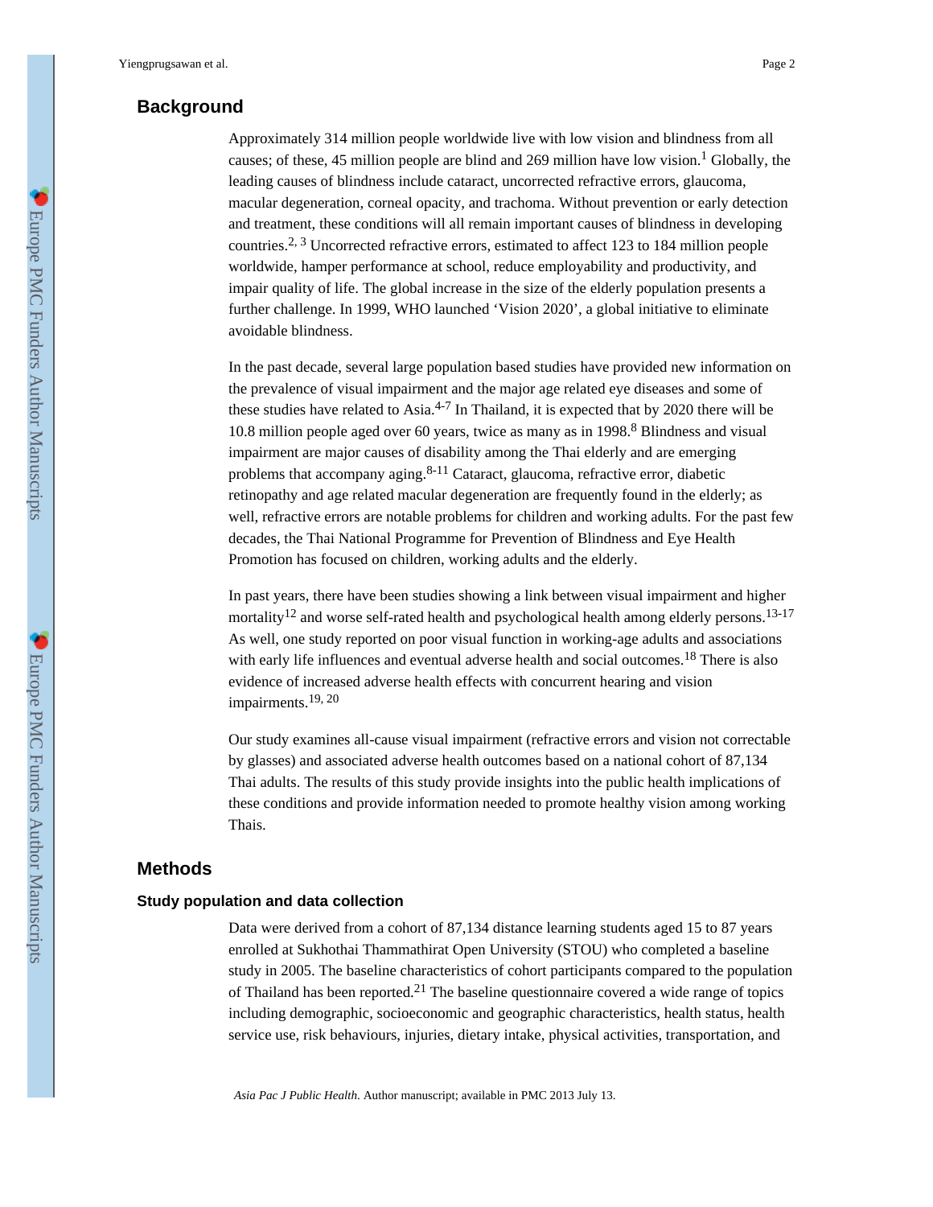## Background

Approximately 314 million people worldwide live with low vision and blindness from all causes; of these, 45 million people are blind and 269 million have low vision.[1] Globally, the leading causes of blindness include cataract, uncorrected refractive errors, glaucoma, macular degeneration, corneal opacity, and trachoma. Without prevention or early detection and treatment, these conditions will all remain important causes of blindness in developing countries.[2, 3] Uncorrected refractive errors, estimated to affect 123 to 184 million people worldwide, hamper performance at school, reduce employability and productivity, and impair quality of life. The global increase in the size of the elderly population presents a further challenge. In 1999, WHO launched 'Vision 2020', a global initiative to eliminate avoidable blindness.

In the past decade, several large population based studies have provided new information on the prevalence of visual impairment and the major age related eye diseases and some of these studies have related to Asia.[4-7] In Thailand, it is expected that by 2020 there will be 10.8 million people aged over 60 years, twice as many as in 1998.[8] Blindness and visual impairment are major causes of disability among the Thai elderly and are emerging problems that accompany aging.[8-11] Cataract, glaucoma, refractive error, diabetic retinopathy and age related macular degeneration are frequently found in the elderly; as well, refractive errors are notable problems for children and working adults. For the past few decades, the Thai National Programme for Prevention of Blindness and Eye Health Promotion has focused on children, working adults and the elderly.

In past years, there have been studies showing a link between visual impairment and higher mortality[12] and worse self-rated health and psychological health among elderly persons.[13-17] As well, one study reported on poor visual function in working-age adults and associations with early life influences and eventual adverse health and social outcomes.[18] There is also evidence of increased adverse health effects with concurrent hearing and vision impairments.[19, 20]

Our study examines all-cause visual impairment (refractive errors and vision not correctable by glasses) and associated adverse health outcomes based on a national cohort of 87,134 Thai adults. The results of this study provide insights into the public health implications of these conditions and provide information needed to promote healthy vision among working Thais.

## Methods

### Study population and data collection

Data were derived from a cohort of 87,134 distance learning students aged 15 to 87 years enrolled at Sukhothai Thammathirat Open University (STOU) who completed a baseline study in 2005. The baseline characteristics of cohort participants compared to the population of Thailand has been reported.[21] The baseline questionnaire covered a wide range of topics including demographic, socioeconomic and geographic characteristics, health status, health service use, risk behaviours, injuries, dietary intake, physical activities, transportation, and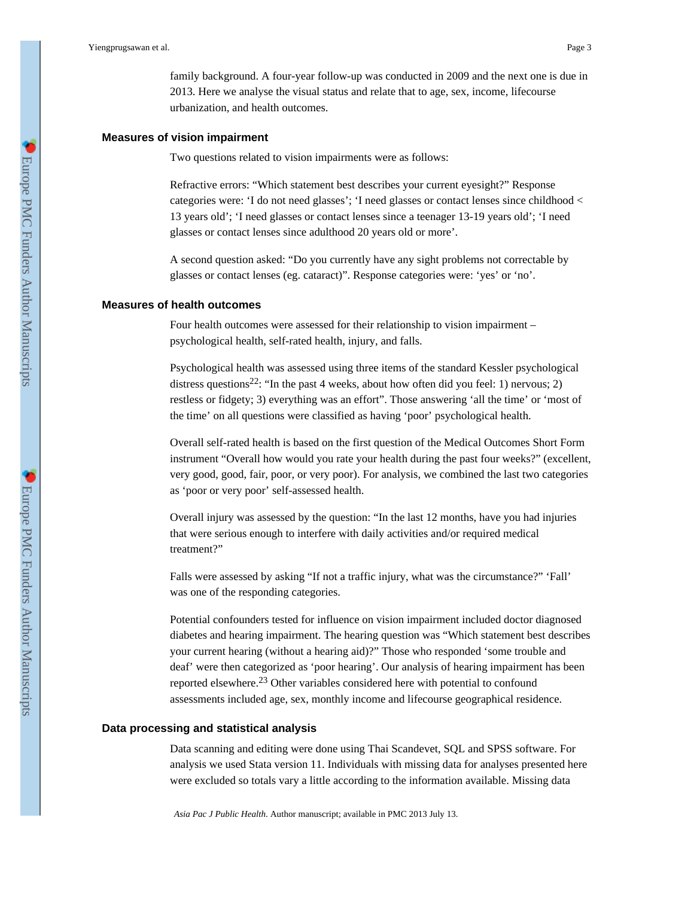family background. A four-year follow-up was conducted in 2009 and the next one is due in 2013. Here we analyse the visual status and relate that to age, sex, income, lifecourse urbanization, and health outcomes.

### Measures of vision impairment

Two questions related to vision impairments were as follows:

Refractive errors: "Which statement best describes your current eyesight?" Response categories were: 'I do not need glasses'; 'I need glasses or contact lenses since childhood < 13 years old'; 'I need glasses or contact lenses since a teenager 13-19 years old'; 'I need glasses or contact lenses since adulthood 20 years old or more'.

A second question asked: "Do you currently have any sight problems not correctable by glasses or contact lenses (eg. cataract)". Response categories were: 'yes' or 'no'.

### Measures of health outcomes

Four health outcomes were assessed for their relationship to vision impairment – psychological health, self-rated health, injury, and falls.

Psychological health was assessed using three items of the standard Kessler psychological distress questions[22]: "In the past 4 weeks, about how often did you feel: 1) nervous; 2) restless or fidgety; 3) everything was an effort". Those answering 'all the time' or 'most of the time' on all questions were classified as having 'poor' psychological health.

Overall self-rated health is based on the first question of the Medical Outcomes Short Form instrument "Overall how would you rate your health during the past four weeks?" (excellent, very good, good, fair, poor, or very poor). For analysis, we combined the last two categories as 'poor or very poor' self-assessed health.

Overall injury was assessed by the question: "In the last 12 months, have you had injuries that were serious enough to interfere with daily activities and/or required medical treatment?"

Falls were assessed by asking "If not a traffic injury, what was the circumstance?" 'Fall' was one of the responding categories.

Potential confounders tested for influence on vision impairment included doctor diagnosed diabetes and hearing impairment. The hearing question was "Which statement best describes your current hearing (without a hearing aid)?" Those who responded 'some trouble and deaf' were then categorized as 'poor hearing'. Our analysis of hearing impairment has been reported elsewhere.[23] Other variables considered here with potential to confound assessments included age, sex, monthly income and lifecourse geographical residence.

### Data processing and statistical analysis

Data scanning and editing were done using Thai Scandevet, SQL and SPSS software. For analysis we used Stata version 11. Individuals with missing data for analyses presented here were excluded so totals vary a little according to the information available. Missing data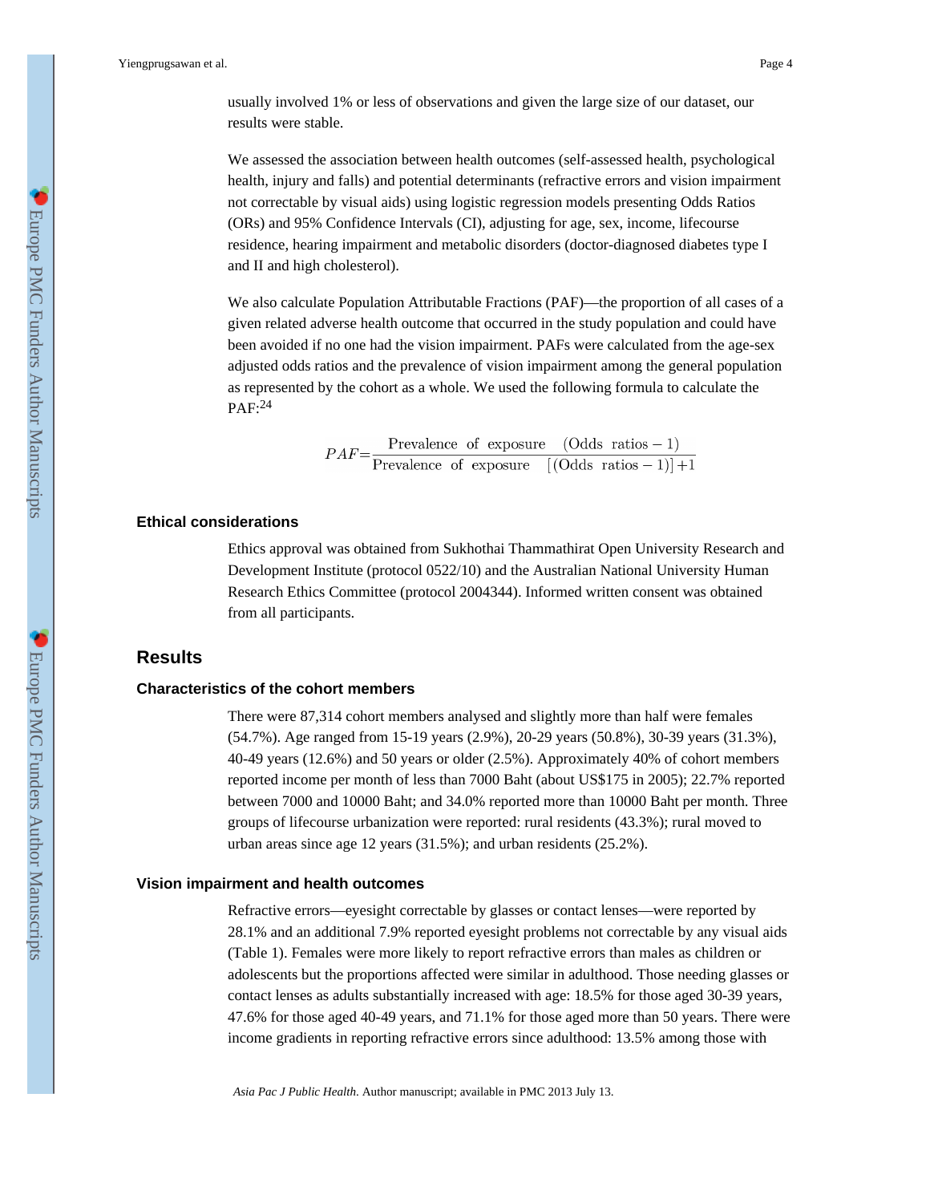usually involved 1% or less of observations and given the large size of our dataset, our results were stable.

We assessed the association between health outcomes (self-assessed health, psychological health, injury and falls) and potential determinants (refractive errors and vision impairment not correctable by visual aids) using logistic regression models presenting Odds Ratios (ORs) and 95% Confidence Intervals (CI), adjusting for age, sex, income, lifecourse residence, hearing impairment and metabolic disorders (doctor-diagnosed diabetes type I and II and high cholesterol).

We also calculate Population Attributable Fractions (PAF)—the proportion of all cases of a given related adverse health outcome that occurred in the study population and could have been avoided if no one had the vision impairment. PAFs were calculated from the age-sex adjusted odds ratios and the prevalence of vision impairment among the general population as represented by the cohort as a whole. We used the following formula to calculate the PAF:[24]

$$PAF = \frac{\text{Prevalence of exposure} \quad (\text{Odds ratios} - 1)}{\text{Prevalence of exposure} \quad [(\text{Odds ratios} - 1)] + 1}$$

### Ethical considerations

Ethics approval was obtained from Sukhothai Thammathirat Open University Research and Development Institute (protocol 0522/10) and the Australian National University Human Research Ethics Committee (protocol 2004344). Informed written consent was obtained from all participants.

## Results

### Characteristics of the cohort members

There were 87,314 cohort members analysed and slightly more than half were females (54.7%). Age ranged from 15-19 years (2.9%), 20-29 years (50.8%), 30-39 years (31.3%), 40-49 years (12.6%) and 50 years or older (2.5%). Approximately 40% of cohort members reported income per month of less than 7000 Baht (about US$175 in 2005); 22.7% reported between 7000 and 10000 Baht; and 34.0% reported more than 10000 Baht per month. Three groups of lifecourse urbanization were reported: rural residents (43.3%); rural moved to urban areas since age 12 years (31.5%); and urban residents (25.2%).

### Vision impairment and health outcomes

Refractive errors—eyesight correctable by glasses or contact lenses—were reported by 28.1% and an additional 7.9% reported eyesight problems not correctable by any visual aids (Table 1). Females were more likely to report refractive errors than males as children or adolescents but the proportions affected were similar in adulthood. Those needing glasses or contact lenses as adults substantially increased with age: 18.5% for those aged 30-39 years, 47.6% for those aged 40-49 years, and 71.1% for those aged more than 50 years. There were income gradients in reporting refractive errors since adulthood: 13.5% among those with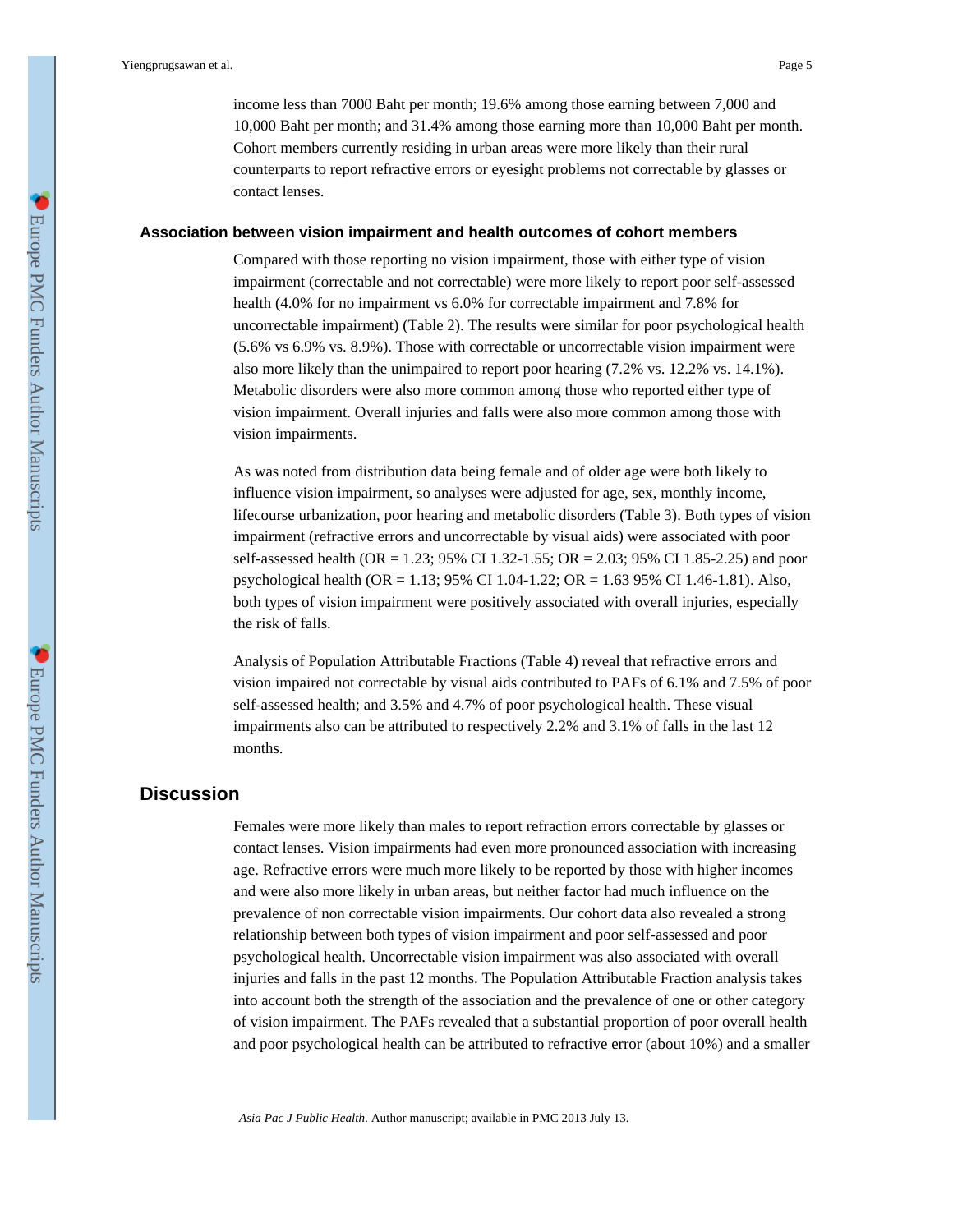income less than 7000 Baht per month; 19.6% among those earning between 7,000 and 10,000 Baht per month; and 31.4% among those earning more than 10,000 Baht per month. Cohort members currently residing in urban areas were more likely than their rural counterparts to report refractive errors or eyesight problems not correctable by glasses or contact lenses.

### Association between vision impairment and health outcomes of cohort members

Compared with those reporting no vision impairment, those with either type of vision impairment (correctable and not correctable) were more likely to report poor self-assessed health (4.0% for no impairment vs 6.0% for correctable impairment and 7.8% for uncorrectable impairment) (Table 2). The results were similar for poor psychological health (5.6% vs 6.9% vs. 8.9%). Those with correctable or uncorrectable vision impairment were also more likely than the unimpaired to report poor hearing (7.2% vs. 12.2% vs. 14.1%). Metabolic disorders were also more common among those who reported either type of vision impairment. Overall injuries and falls were also more common among those with vision impairments.

As was noted from distribution data being female and of older age were both likely to influence vision impairment, so analyses were adjusted for age, sex, monthly income, lifecourse urbanization, poor hearing and metabolic disorders (Table 3). Both types of vision impairment (refractive errors and uncorrectable by visual aids) were associated with poor self-assessed health (OR = 1.23; 95% CI 1.32-1.55; OR = 2.03; 95% CI 1.85-2.25) and poor psychological health (OR = 1.13; 95% CI 1.04-1.22; OR = 1.63 95% CI 1.46-1.81). Also, both types of vision impairment were positively associated with overall injuries, especially the risk of falls.

Analysis of Population Attributable Fractions (Table 4) reveal that refractive errors and vision impaired not correctable by visual aids contributed to PAFs of 6.1% and 7.5% of poor self-assessed health; and 3.5% and 4.7% of poor psychological health. These visual impairments also can be attributed to respectively 2.2% and 3.1% of falls in the last 12 months.

## Discussion

Females were more likely than males to report refraction errors correctable by glasses or contact lenses. Vision impairments had even more pronounced association with increasing age. Refractive errors were much more likely to be reported by those with higher incomes and were also more likely in urban areas, but neither factor had much influence on the prevalence of non correctable vision impairments. Our cohort data also revealed a strong relationship between both types of vision impairment and poor self-assessed and poor psychological health. Uncorrectable vision impairment was also associated with overall injuries and falls in the past 12 months. The Population Attributable Fraction analysis takes into account both the strength of the association and the prevalence of one or other category of vision impairment. The PAFs revealed that a substantial proportion of poor overall health and poor psychological health can be attributed to refractive error (about 10%) and a smaller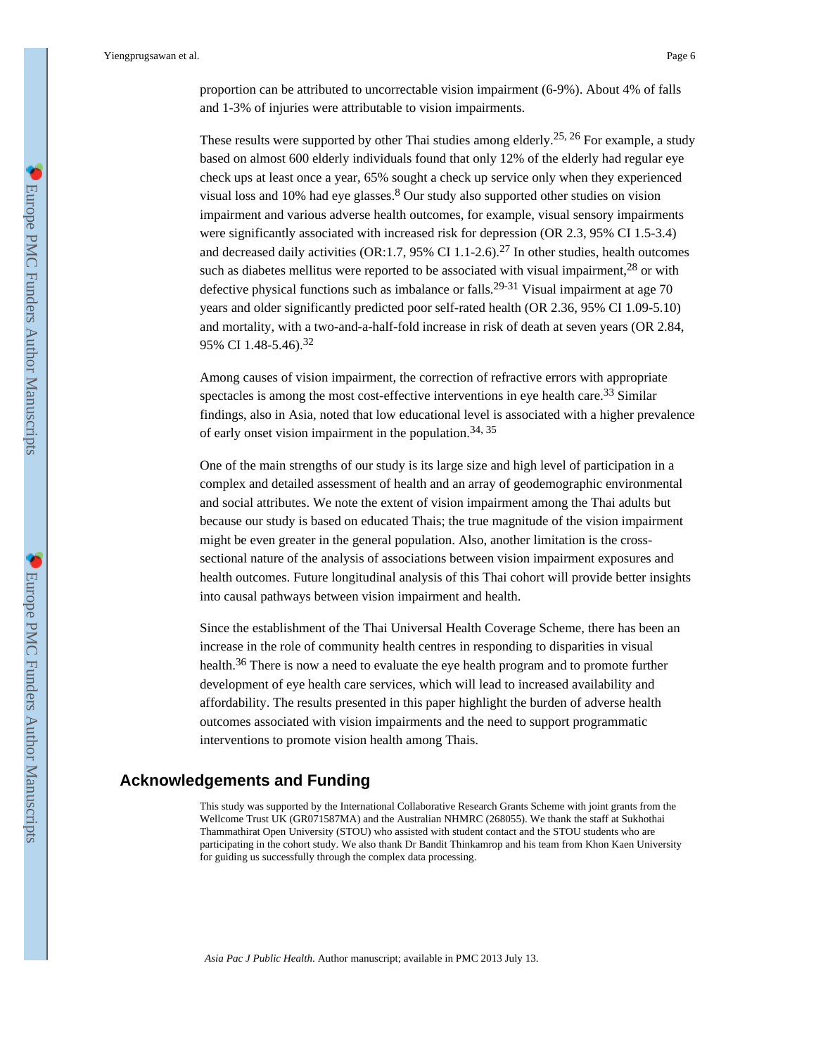proportion can be attributed to uncorrectable vision impairment (6-9%). About 4% of falls and 1-3% of injuries were attributable to vision impairments.

These results were supported by other Thai studies among elderly.[25, 26] For example, a study based on almost 600 elderly individuals found that only 12% of the elderly had regular eye check ups at least once a year, 65% sought a check up service only when they experienced visual loss and 10% had eye glasses.[8] Our study also supported other studies on vision impairment and various adverse health outcomes, for example, visual sensory impairments were significantly associated with increased risk for depression (OR 2.3, 95% CI 1.5-3.4) and decreased daily activities (OR:1.7, 95% CI 1.1-2.6).[27] In other studies, health outcomes such as diabetes mellitus were reported to be associated with visual impairment,[28] or with defective physical functions such as imbalance or falls.[29-31] Visual impairment at age 70 years and older significantly predicted poor self-rated health (OR 2.36, 95% CI 1.09-5.10) and mortality, with a two-and-a-half-fold increase in risk of death at seven years (OR 2.84, 95% CI 1.48-5.46).[32]

Among causes of vision impairment, the correction of refractive errors with appropriate spectacles is among the most cost-effective interventions in eye health care.[33] Similar findings, also in Asia, noted that low educational level is associated with a higher prevalence of early onset vision impairment in the population.[34, 35]

One of the main strengths of our study is its large size and high level of participation in a complex and detailed assessment of health and an array of geodemographic environmental and social attributes. We note the extent of vision impairment among the Thai adults but because our study is based on educated Thais; the true magnitude of the vision impairment might be even greater in the general population. Also, another limitation is the cross-sectional nature of the analysis of associations between vision impairment exposures and health outcomes. Future longitudinal analysis of this Thai cohort will provide better insights into causal pathways between vision impairment and health.

Since the establishment of the Thai Universal Health Coverage Scheme, there has been an increase in the role of community health centres in responding to disparities in visual health.[36] There is now a need to evaluate the eye health program and to promote further development of eye health care services, which will lead to increased availability and affordability. The results presented in this paper highlight the burden of adverse health outcomes associated with vision impairments and the need to support programmatic interventions to promote vision health among Thais.

## Acknowledgements and Funding

This study was supported by the International Collaborative Research Grants Scheme with joint grants from the Wellcome Trust UK (GR071587MA) and the Australian NHMRC (268055). We thank the staff at Sukhothai Thammathirat Open University (STOU) who assisted with student contact and the STOU students who are participating in the cohort study. We also thank Dr Bandit Thinkamrop and his team from Khon Kaen University for guiding us successfully through the complex data processing.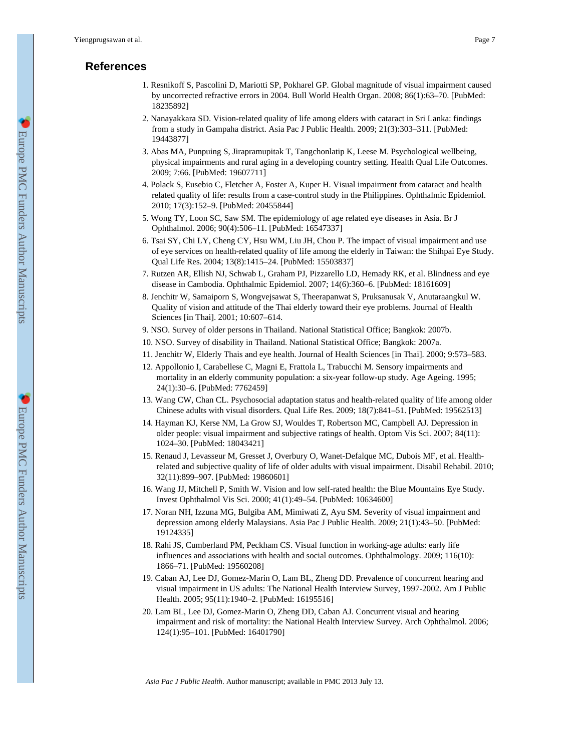## References

1. Resnikoff S, Pascolini D, Mariotti SP, Pokharel GP. Global magnitude of visual impairment caused by uncorrected refractive errors in 2004. Bull World Health Organ. 2008; 86(1):63–70. [PubMed: 18235892]
2. Nanayakkara SD. Vision-related quality of life among elders with cataract in Sri Lanka: findings from a study in Gampaha district. Asia Pac J Public Health. 2009; 21(3):303–311. [PubMed: 19443877]
3. Abas MA, Punpuing S, Jirapramupitak T, Tangchonlatip K, Leese M. Psychological wellbeing, physical impairments and rural aging in a developing country setting. Health Qual Life Outcomes. 2009; 7:66. [PubMed: 19607711]
4. Polack S, Eusebio C, Fletcher A, Foster A, Kuper H. Visual impairment from cataract and health related quality of life: results from a case-control study in the Philippines. Ophthalmic Epidemiol. 2010; 17(3):152–9. [PubMed: 20455844]
5. Wong TY, Loon SC, Saw SM. The epidemiology of age related eye diseases in Asia. Br J Ophthalmol. 2006; 90(4):506–11. [PubMed: 16547337]
6. Tsai SY, Chi LY, Cheng CY, Hsu WM, Liu JH, Chou P. The impact of visual impairment and use of eye services on health-related quality of life among the elderly in Taiwan: the Shihpai Eye Study. Qual Life Res. 2004; 13(8):1415–24. [PubMed: 15503837]
7. Rutzen AR, Ellish NJ, Schwab L, Graham PJ, Pizzarello LD, Hemady RK, et al. Blindness and eye disease in Cambodia. Ophthalmic Epidemiol. 2007; 14(6):360–6. [PubMed: 18161609]
8. Jenchitr W, Samaiporn S, Wongvejsawat S, Theerapanwat S, Pruksanusak V, Anutaraangkul W. Quality of vision and attitude of the Thai elderly toward their eye problems. Journal of Health Sciences [in Thai]. 2001; 10:607–614.
9. NSO. Survey of older persons in Thailand. National Statistical Office; Bangkok: 2007b.
10. NSO. Survey of disability in Thailand. National Statistical Office; Bangkok: 2007a.
11. Jenchitr W, Elderly Thais and eye health. Journal of Health Sciences [in Thai]. 2000; 9:573–583.
12. Appollonio I, Carabellese C, Magni E, Frattola L, Trabucchi M. Sensory impairments and mortality in an elderly community population: a six-year follow-up study. Age Ageing. 1995; 24(1):30–6. [PubMed: 7762459]
13. Wang CW, Chan CL. Psychosocial adaptation status and health-related quality of life among older Chinese adults with visual disorders. Qual Life Res. 2009; 18(7):841–51. [PubMed: 19562513]
14. Hayman KJ, Kerse NM, La Grow SJ, Wouldes T, Robertson MC, Campbell AJ. Depression in older people: visual impairment and subjective ratings of health. Optom Vis Sci. 2007; 84(11): 1024–30. [PubMed: 18043421]
15. Renaud J, Levasseur M, Gresset J, Overbury O, Wanet-Defalque MC, Dubois MF, et al. Health-related and subjective quality of life of older adults with visual impairment. Disabil Rehabil. 2010; 32(11):899–907. [PubMed: 19860601]
16. Wang JJ, Mitchell P, Smith W. Vision and low self-rated health: the Blue Mountains Eye Study. Invest Ophthalmol Vis Sci. 2000; 41(1):49–54. [PubMed: 10634600]
17. Noran NH, Izzuna MG, Bulgiba AM, Mimiwati Z, Ayu SM. Severity of visual impairment and depression among elderly Malaysians. Asia Pac J Public Health. 2009; 21(1):43–50. [PubMed: 19124335]
18. Rahi JS, Cumberland PM, Peckham CS. Visual function in working-age adults: early life influences and associations with health and social outcomes. Ophthalmology. 2009; 116(10): 1866–71. [PubMed: 19560208]
19. Caban AJ, Lee DJ, Gomez-Marin O, Lam BL, Zheng DD. Prevalence of concurrent hearing and visual impairment in US adults: The National Health Interview Survey, 1997-2002. Am J Public Health. 2005; 95(11):1940–2. [PubMed: 16195516]
20. Lam BL, Lee DJ, Gomez-Marin O, Zheng DD, Caban AJ. Concurrent visual and hearing impairment and risk of mortality: the National Health Interview Survey. Arch Ophthalmol. 2006; 124(1):95–101. [PubMed: 16401790]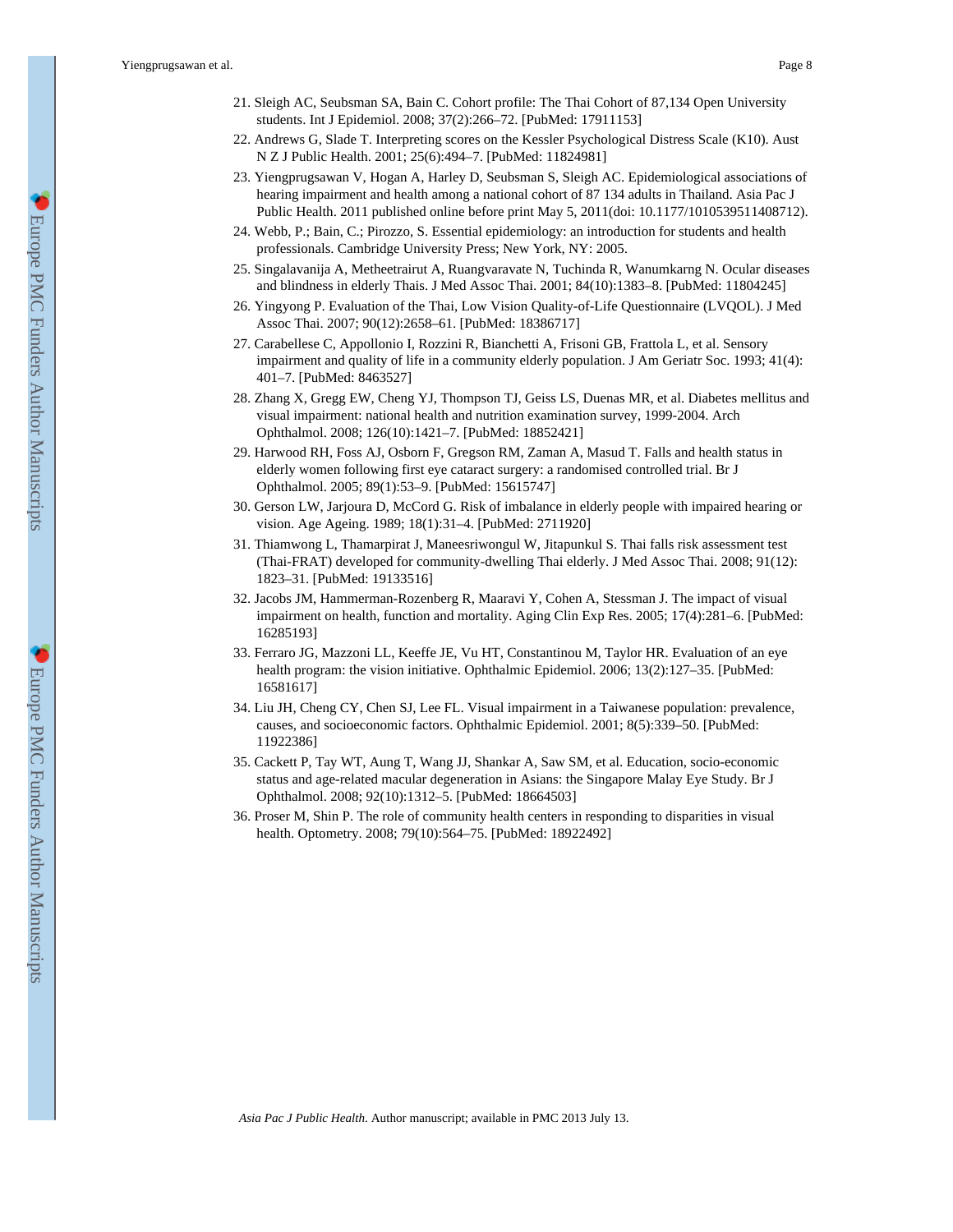21. Sleigh AC, Seubsman SA, Bain C. Cohort profile: The Thai Cohort of 87,134 Open University students. Int J Epidemiol. 2008; 37(2):266–72. [PubMed: 17911153]
22. Andrews G, Slade T. Interpreting scores on the Kessler Psychological Distress Scale (K10). Aust N Z J Public Health. 2001; 25(6):494–7. [PubMed: 11824981]
23. Yiengprugsawan V, Hogan A, Harley D, Seubsman S, Sleigh AC. Epidemiological associations of hearing impairment and health among a national cohort of 87 134 adults in Thailand. Asia Pac J Public Health. 2011 published online before print May 5, 2011(doi: 10.1177/1010539511408712).
24. Webb, P.; Bain, C.; Pirozzo, S. Essential epidemiology: an introduction for students and health professionals. Cambridge University Press; New York, NY: 2005.
25. Singalavanija A, Metheetrairut A, Ruangvaravate N, Tuchinda R, Wanumkarng N. Ocular diseases and blindness in elderly Thais. J Med Assoc Thai. 2001; 84(10):1383–8. [PubMed: 11804245]
26. Yingyong P. Evaluation of the Thai, Low Vision Quality-of-Life Questionnaire (LVQOL). J Med Assoc Thai. 2007; 90(12):2658–61. [PubMed: 18386717]
27. Carabellese C, Appollonio I, Rozzini R, Bianchetti A, Frisoni GB, Frattola L, et al. Sensory impairment and quality of life in a community elderly population. J Am Geriatr Soc. 1993; 41(4): 401–7. [PubMed: 8463527]
28. Zhang X, Gregg EW, Cheng YJ, Thompson TJ, Geiss LS, Duenas MR, et al. Diabetes mellitus and visual impairment: national health and nutrition examination survey, 1999-2004. Arch Ophthalmol. 2008; 126(10):1421–7. [PubMed: 18852421]
29. Harwood RH, Foss AJ, Osborn F, Gregson RM, Zaman A, Masud T. Falls and health status in elderly women following first eye cataract surgery: a randomised controlled trial. Br J Ophthalmol. 2005; 89(1):53–9. [PubMed: 15615747]
30. Gerson LW, Jarjoura D, McCord G. Risk of imbalance in elderly people with impaired hearing or vision. Age Ageing. 1989; 18(1):31–4. [PubMed: 2711920]
31. Thiamwong L, Thamarpirat J, Maneesriwongul W, Jitapunkul S. Thai falls risk assessment test (Thai-FRAT) developed for community-dwelling Thai elderly. J Med Assoc Thai. 2008; 91(12): 1823–31. [PubMed: 19133516]
32. Jacobs JM, Hammerman-Rozenberg R, Maaravi Y, Cohen A, Stessman J. The impact of visual impairment on health, function and mortality. Aging Clin Exp Res. 2005; 17(4):281–6. [PubMed: 16285193]
33. Ferraro JG, Mazzoni LL, Keeffe JE, Vu HT, Constantinou M, Taylor HR. Evaluation of an eye health program: the vision initiative. Ophthalmic Epidemiol. 2006; 13(2):127–35. [PubMed: 16581617]
34. Liu JH, Cheng CY, Chen SJ, Lee FL. Visual impairment in a Taiwanese population: prevalence, causes, and socioeconomic factors. Ophthalmic Epidemiol. 2001; 8(5):339–50. [PubMed: 11922386]
35. Cackett P, Tay WT, Aung T, Wang JJ, Shankar A, Saw SM, et al. Education, socio-economic status and age-related macular degeneration in Asians: the Singapore Malay Eye Study. Br J Ophthalmol. 2008; 92(10):1312–5. [PubMed: 18664503]
36. Proser M, Shin P. The role of community health centers in responding to disparities in visual health. Optometry. 2008; 79(10):564–75. [PubMed: 18922492]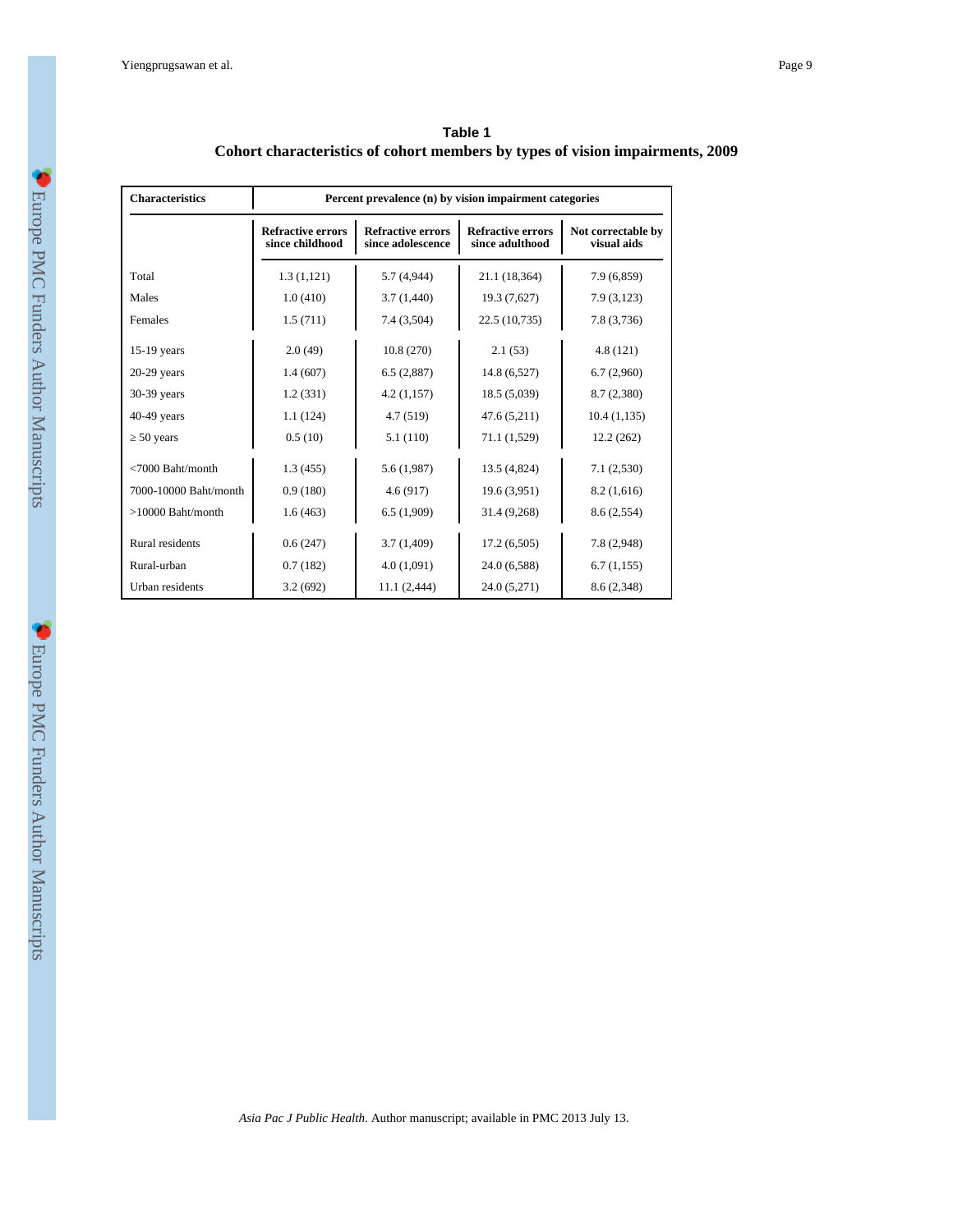**Table 1**

**Cohort characteristics of cohort members by types of vision impairments, 2009**

| Characteristics | Percent prevalence (n) by vision impairment categories | | | |
|---|---|---|---|---|
| | Refractive errors since childhood | Refractive errors since adolescence | Refractive errors since adulthood | Not correctable by visual aids |
| Total | 1.3 (1,121) | 5.7 (4,944) | 21.1 (18,364) | 7.9 (6,859) |
| Males | 1.0 (410) | 3.7 (1,440) | 19.3 (7,627) | 7.9 (3,123) |
| Females | 1.5 (711) | 7.4 (3,504) | 22.5 (10,735) | 7.8 (3,736) |
| 15-19 years | 2.0 (49) | 10.8 (270) | 2.1 (53) | 4.8 (121) |
| 20-29 years | 1.4 (607) | 6.5 (2,887) | 14.8 (6,527) | 6.7 (2,960) |
| 30-39 years | 1.2 (331) | 4.2 (1,157) | 18.5 (5,039) | 8.7 (2,380) |
| 40-49 years | 1.1 (124) | 4.7 (519) | 47.6 (5,211) | 10.4 (1,135) |
| ≥ 50 years | 0.5 (10) | 5.1 (110) | 71.1 (1,529) | 12.2 (262) |
| <7000 Baht/month | 1.3 (455) | 5.6 (1,987) | 13.5 (4,824) | 7.1 (2,530) |
| 7000-10000 Baht/month | 0.9 (180) | 4.6 (917) | 19.6 (3,951) | 8.2 (1,616) |
| >10000 Baht/month | 1.6 (463) | 6.5 (1,909) | 31.4 (9,268) | 8.6 (2,554) |
| Rural residents | 0.6 (247) | 3.7 (1,409) | 17.2 (6,505) | 7.8 (2,948) |
| Rural-urban | 0.7 (182) | 4.0 (1,091) | 24.0 (6,588) | 6.7 (1,155) |
| Urban residents | 3.2 (692) | 11.1 (2,444) | 24.0 (5,271) | 8.6 (2,348) |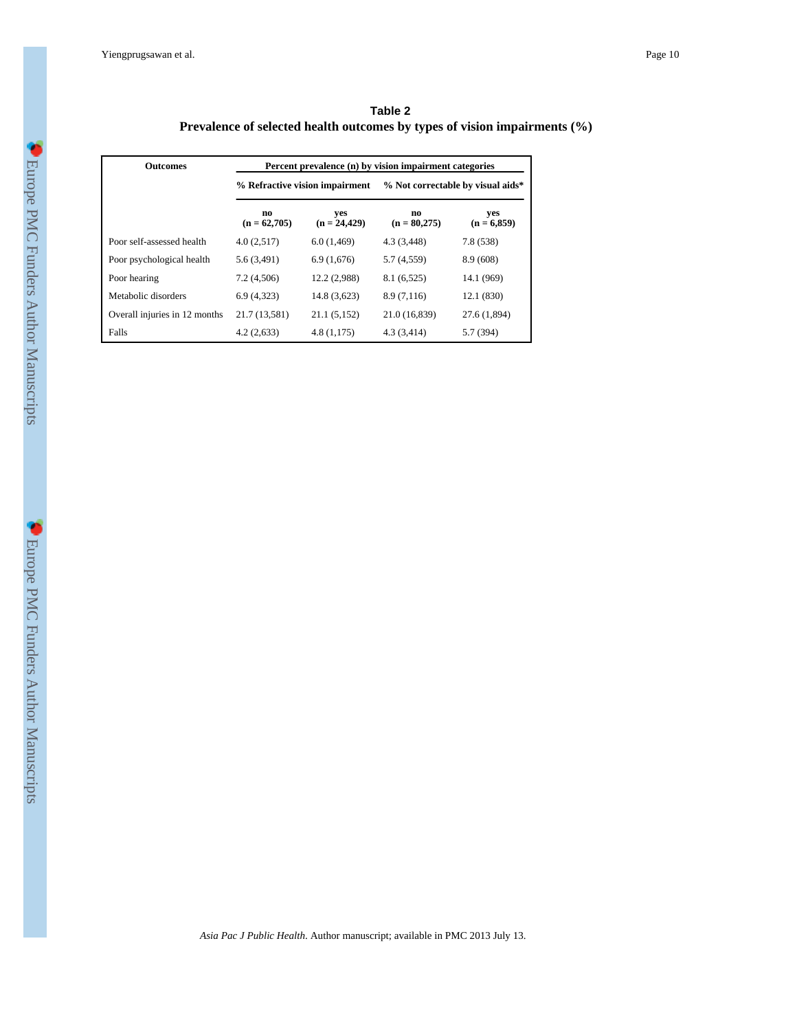**Table 2**

**Prevalence of selected health outcomes by types of vision impairments (%)**

| Outcomes | Percent prevalence (n) by vision impairment categories | | | |
|---|---|---|---|---|
| | % Refractive vision impairment | | % Not correctable by visual aids* | |
| | no (n = 62,705) | yes (n = 24,429) | no (n = 80,275) | yes (n = 6,859) |
| Poor self-assessed health | 4.0 (2,517) | 6.0 (1,469) | 4.3 (3,448) | 7.8 (538) |
| Poor psychological health | 5.6 (3,491) | 6.9 (1,676) | 5.7 (4,559) | 8.9 (608) |
| Poor hearing | 7.2 (4,506) | 12.2 (2,988) | 8.1 (6,525) | 14.1 (969) |
| Metabolic disorders | 6.9 (4,323) | 14.8 (3,623) | 8.9 (7,116) | 12.1 (830) |
| Overall injuries in 12 months | 21.7 (13,581) | 21.1 (5,152) | 21.0 (16,839) | 27.6 (1,894) |
| Falls | 4.2 (2,633) | 4.8 (1,175) | 4.3 (3,414) | 5.7 (394) |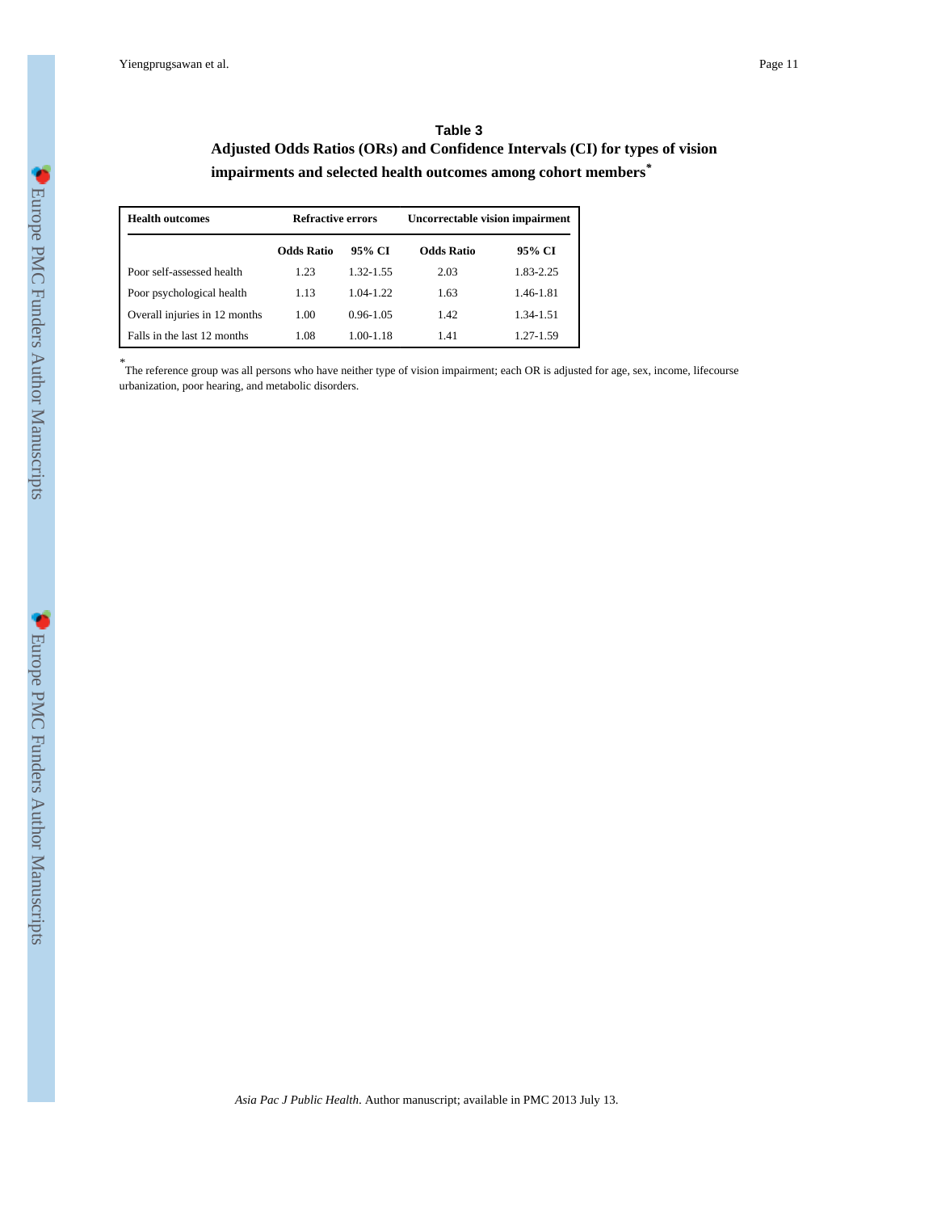**Table 3**

**Adjusted Odds Ratios (ORs) and Confidence Intervals (CI) for types of vision impairments and selected health outcomes among cohort members***

| Health outcomes | Refractive errors | | Uncorrectable vision impairment | |
|---|---|---|---|---|
| | **Odds Ratio** | **95% CI** | **Odds Ratio** | **95% CI** |
| Poor self-assessed health | 1.23 | 1.32-1.55 | 2.03 | 1.83-2.25 |
| Poor psychological health | 1.13 | 1.04-1.22 | 1.63 | 1.46-1.81 |
| Overall injuries in 12 months | 1.00 | 0.96-1.05 | 1.42 | 1.34-1.51 |
| Falls in the last 12 months | 1.08 | 1.00-1.18 | 1.41 | 1.27-1.59 |

*The reference group was all persons who have neither type of vision impairment; each OR is adjusted for age, sex, income, lifecourse urbanization, poor hearing, and metabolic disorders.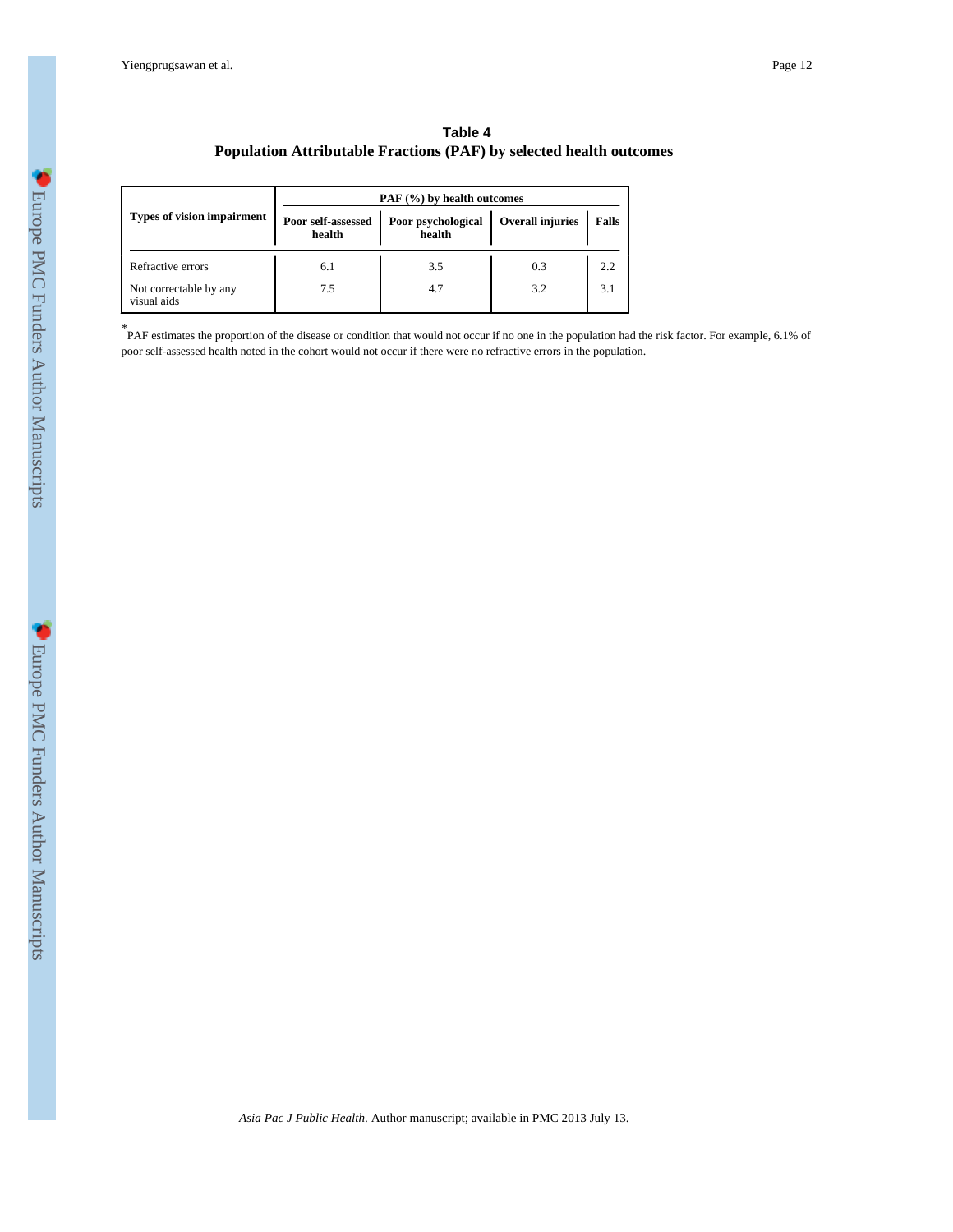## Table 4

**Population Attributable Fractions (PAF) by selected health outcomes**

| Types of vision impairment | PAF (%) by health outcomes | | | |
|---|---|---|---|---|
| | Poor self-assessed health | Poor psychological health | Overall injuries | Falls |
| Refractive errors | 6.1 | 3.5 | 0.3 | 2.2 |
| Not correctable by any visual aids | 7.5 | 4.7 | 3.2 | 3.1 |

*PAF estimates the proportion of the disease or condition that would not occur if no one in the population had the risk factor. For example, 6.1% of poor self-assessed health noted in the cohort would not occur if there were no refractive errors in the population.